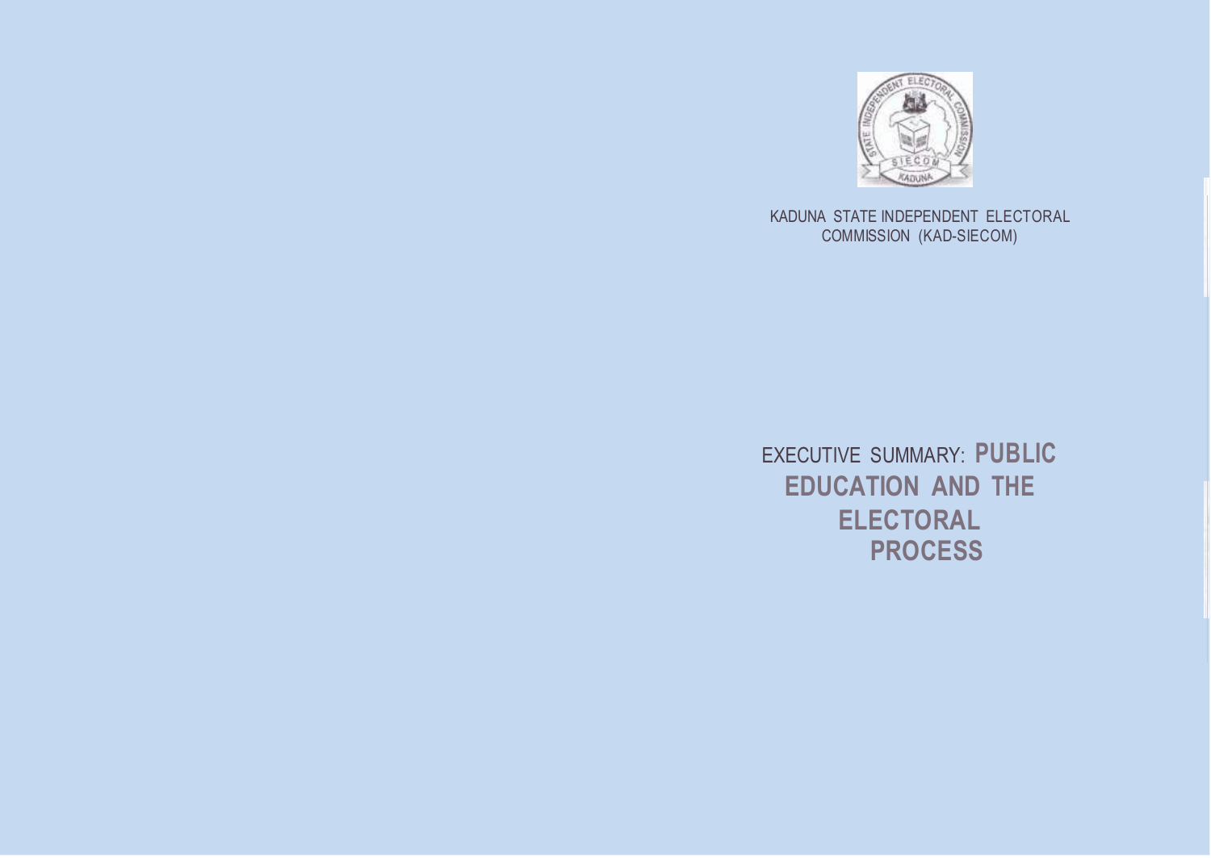KADUNA STATE INDEPENDENT ELECTORAL COMMISSION (KAD-SIECOM)

# EXECUTIVE SUMMARY: PUBLIC EDUCATION AND THE ELECTORAL PROCESS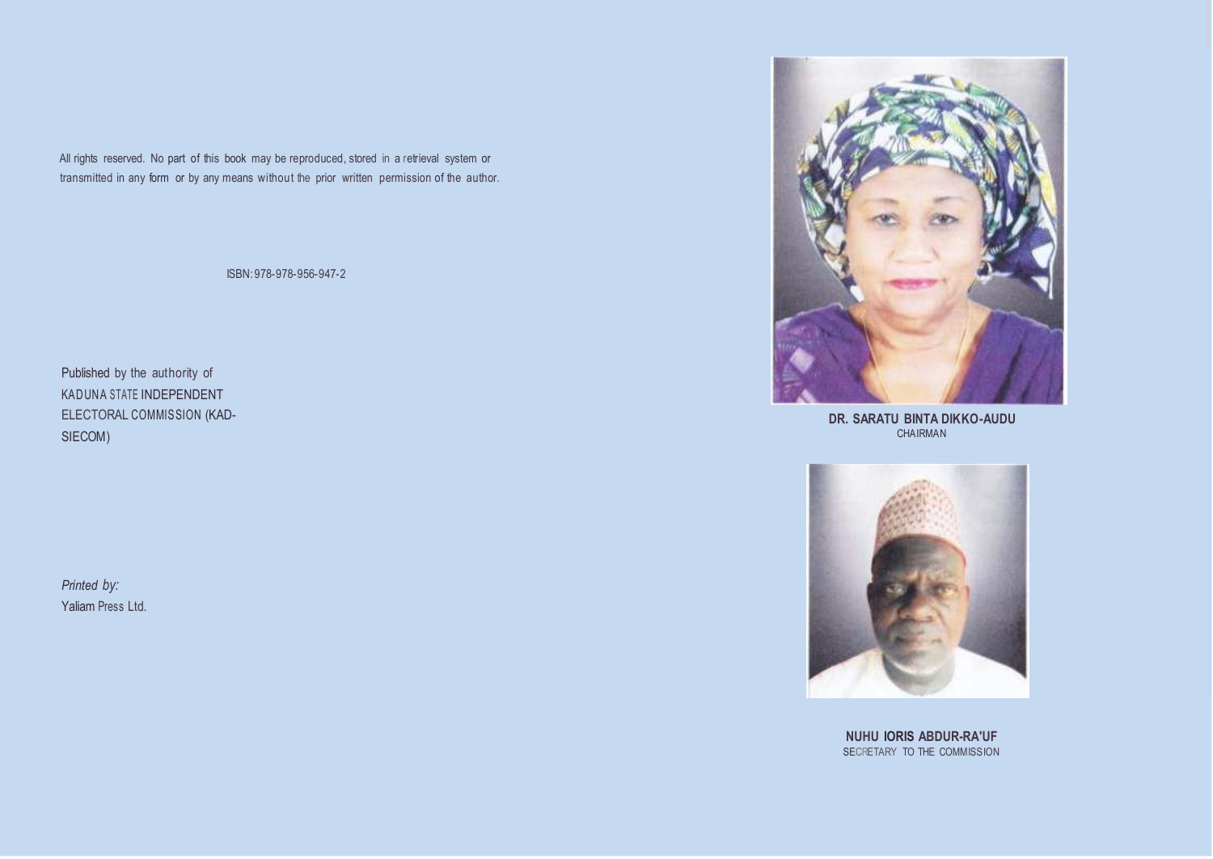All rights reserved. No part of this book may be reproduced, stored in a retrieval system or transmitted in any form or by any means without the prior written permission of the author.

ISBN: 978-978-956-947-2

Published by the authority of KADUNA STATE INDEPENDENT ELECTORAL COMMISSION (KAD-SIECOM)

*Printed by:*
Yaliam Press Ltd.

**DR. SARATU BINTA DIKKO-AUDU**
CHAIRMAN

**NUHU IORIS ABDUR-RA'UF**
SECRETARY TO THE COMMISSION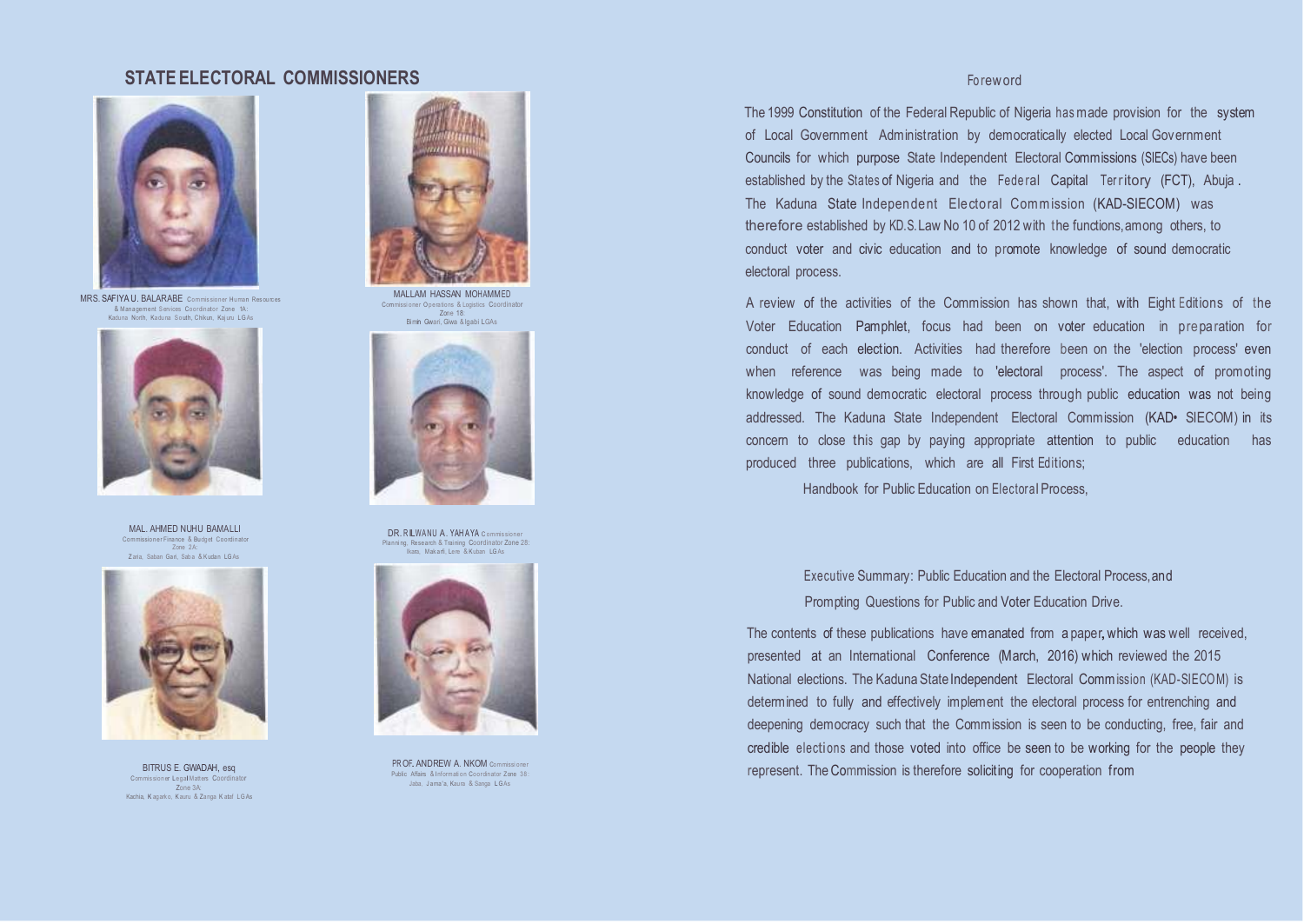## STATE ELECTORAL COMMISSIONERS

MRS. SAFIYA U. BALARABE Commissioner Human Resources & Management Services Coordinator Zone 1A: Kaduna North, Kaduna South, Chikun, Kajuru LGAs

MALLAM HASSAN MOHAMMED Commissioner Operations & Logistics Coordinator Zone 1B: Birnin Gwari, Giwa & Igabi LGAs

MAL. AHMED NUHU BAMALLI Commissioner Finance & Budget Coordinator Zone 2A: Zaria, Sabon Gari, Soba & Kudan LGAs

DR. RILWANU A. YAHAYA Commissioner Planning, Research & Training Coordinator Zone 2B: Ikara, Makarfi, Lere & Kubau LGAs

BITRUS E. GWADAH, esq Commissioner Legal Matters Coordinator Zone 3A: Kachia, Kagarko, Kauru & Zanga Kataf LGAs

PROF. ANDREW A. NKOM Commissioner Public Affairs & Information Coordinator Zone 3B: Jaba, Jema'a, Kaura & Sanga LGAs

## Foreword

The 1999 Constitution of the Federal Republic of Nigeria has made provision for the system of Local Government Administration by democratically elected Local Government Councils for which purpose State Independent Electoral Commissions (SIECs) have been established by the States of Nigeria and the Federal Capital Territory (FCT), Abuja. The Kaduna State Independent Electoral Commission (KAD-SIECOM) was therefore established by KD.S. Law No 10 of 2012 with the functions, among others, to conduct voter and civic education and to promote knowledge of sound democratic electoral process.

A review of the activities of the Commission has shown that, with Eight Editions of the Voter Education Pamphlet, focus had been on voter education in preparation for conduct of each election. Activities had therefore been on the 'election process' even when reference was being made to 'electoral process'. The aspect of promoting knowledge of sound democratic electoral process through public education was not being addressed. The Kaduna State Independent Electoral Commission (KAD• SIECOM) in its concern to close this gap by paying appropriate attention to public education has produced three publications, which are all First Editions;

Handbook for Public Education on Electoral Process,

Executive Summary: Public Education and the Electoral Process, and

Prompting Questions for Public and Voter Education Drive.

The contents of these publications have emanated from a paper, which was well received, presented at an International Conference (March, 2016) which reviewed the 2015 National elections. The Kaduna State Independent Electoral Commission (KAD-SIECOM) is determined to fully and effectively implement the electoral process for entrenching and deepening democracy such that the Commission is seen to be conducting, free, fair and credible elections and those voted into office be seen to be working for the people they represent. The Commission is therefore soliciting for cooperation from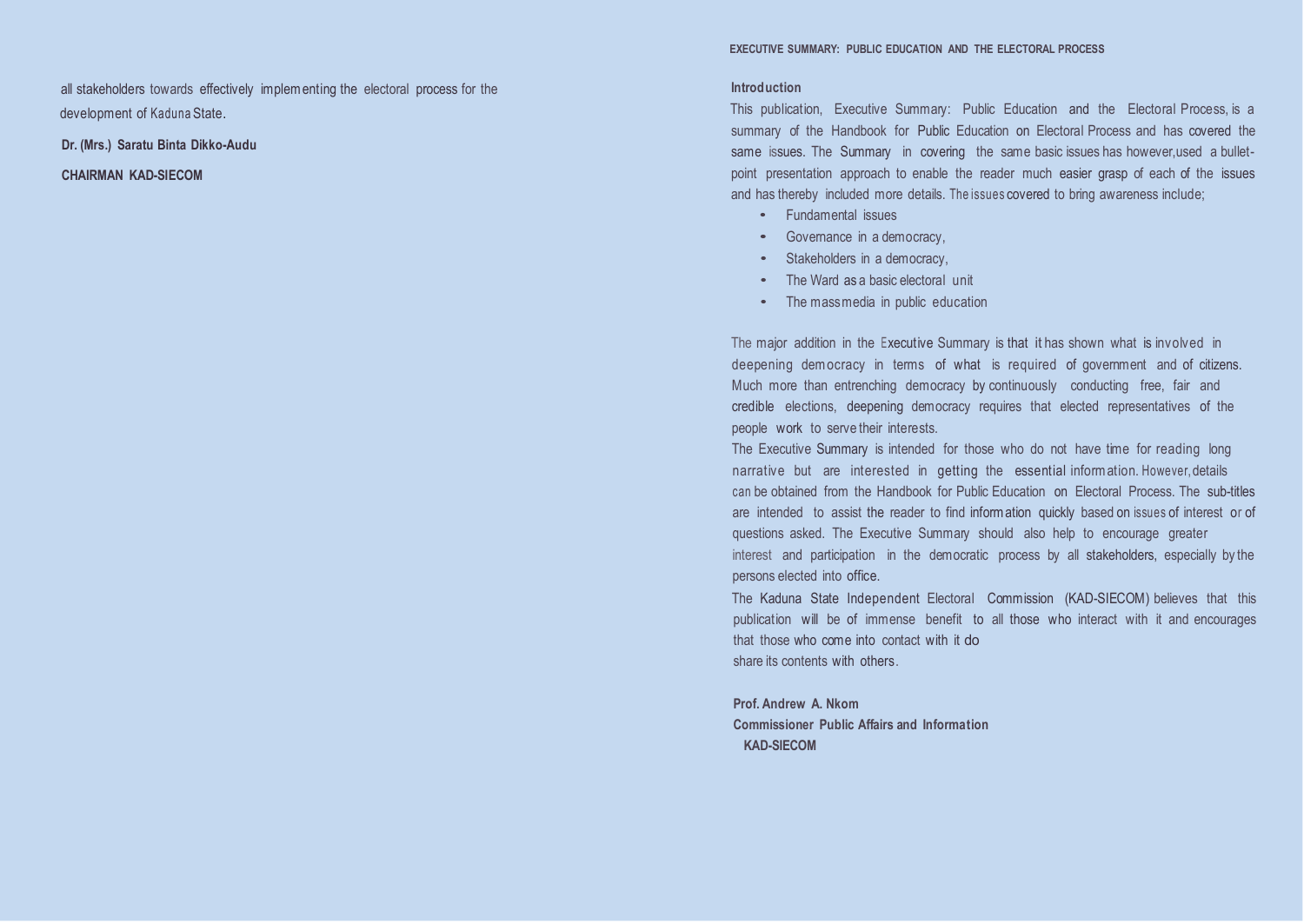all stakeholders towards effectively implementing the electoral process for the development of Kaduna State.

**Dr. (Mrs.) Saratu Binta Dikko-Audu**

**CHAIRMAN KAD-SIECOM**

# EXECUTIVE SUMMARY: PUBLIC EDUCATION AND THE ELECTORAL PROCESS

## Introduction

This publication, Executive Summary: Public Education and the Electoral Process, is a summary of the Handbook for Public Education on Electoral Process and has covered the same issues. The Summary in covering the same basic issues has however,used a bullet-point presentation approach to enable the reader much easier grasp of each of the issues and has thereby included more details. The issues covered to bring awareness include;

- Fundamental issues
- Governance in a democracy,
- Stakeholders in a democracy,
- The Ward as a basic electoral unit
- The mass media in public education

The major addition in the Executive Summary is that it has shown what is involved in deepening democracy in terms of what is required of government and of citizens. Much more than entrenching democracy by continuously conducting free, fair and credible elections, deepening democracy requires that elected representatives of the people work to serve their interests.

The Executive Summary is intended for those who do not have time for reading long narrative but are interested in getting the essential information. However, details can be obtained from the Handbook for Public Education on Electoral Process. The sub-titles are intended to assist the reader to find information quickly based on issues of interest or of questions asked. The Executive Summary should also help to encourage greater interest and participation in the democratic process by all stakeholders, especially by the persons elected into office.

The Kaduna State Independent Electoral Commission (KAD-SIECOM) believes that this publication will be of immense benefit to all those who interact with it and encourages that those who come into contact with it do share its contents with others.

**Prof. Andrew A. Nkom**
**Commissioner Public Affairs and Information**
**KAD-SIECOM**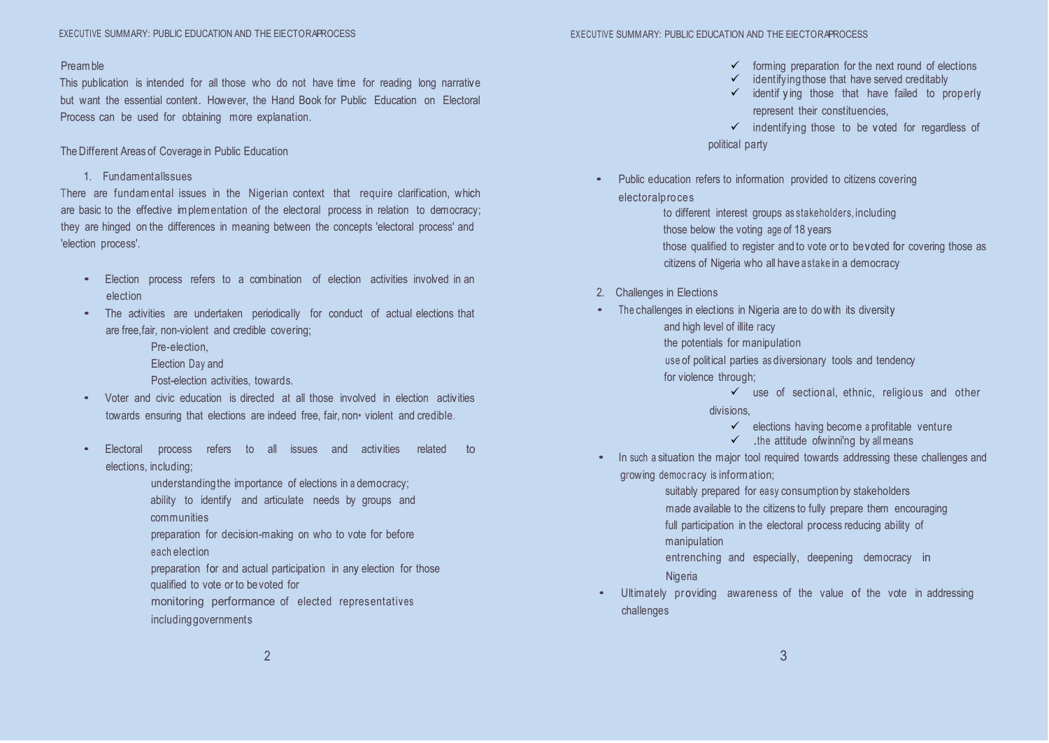## Preamble

This publication is intended for all those who do not have time for reading long narrative but want the essential content. However, the Hand Book for Public Education on Electoral Process can be used for obtaining more explanation.

## The Different Areas of Coverage in Public Education

### 1. Fundamental Issues

There are fundamental issues in the Nigerian context that require clarification, which are basic to the effective implementation of the electoral process in relation to democracy; they are hinged on the differences in meaning between the concepts 'electoral process' and 'election process'.

- Election process refers to a combination of election activities involved in an election
- The activities are undertaken periodically for conduct of actual elections that are free, fair, non-violent and credible covering;
  - Pre-election,
  - Election Day and
  - Post-election activities, towards.
- Voter and civic education is directed at all those involved in election activities towards ensuring that elections are indeed free, fair, non• violent and credible.
- Electoral process refers to all issues and activities related to elections, including;
  - understanding the importance of elections in a democracy;
  - ability to identify and articulate needs by groups and communities
  - preparation for decision-making on who to vote for before each election
  - preparation for and actual participation in any election for those qualified to vote or to be voted for
  - monitoring performance of elected representatives including governments
    - ✓ forming preparation for the next round of elections
    - ✓ identifying those that have served creditably
    - ✓ identif ying those that have failed to properly represent their constituencies,
    - ✓ indentifying those to be voted for regardless of political party
- Public education refers to information provided to citizens covering electoral proces
  - to different interest groups as stakeholders, including
  - those below the voting age of 18 years
  - those qualified to register and to vote or to be voted for covering those as citizens of Nigeria who all have a stake in a democracy

### 2. Challenges in Elections

- The challenges in elections in Nigeria are to do with its diversity
  - and high level of illite racy
  - the potentials for manipulation
  - use of political parties as diversionary tools and tendency
  - for violence through;
    - ✓ use of sectional, ethnic, religious and other divisions,
    - ✓ elections having become a profitable venture
    - ✓ .the attitude ofwinni'ng by all means
- In such a situation the major tool required towards addressing these challenges and growing democracy is information;
  - suitably prepared for easy consumption by stakeholders
  - made available to the citizens to fully prepare them encouraging full participation in the electoral process reducing ability of manipulation
  - entrenching and especially, deepening democracy in Nigeria
- Ultimately providing awareness of the value of the vote in addressing challenges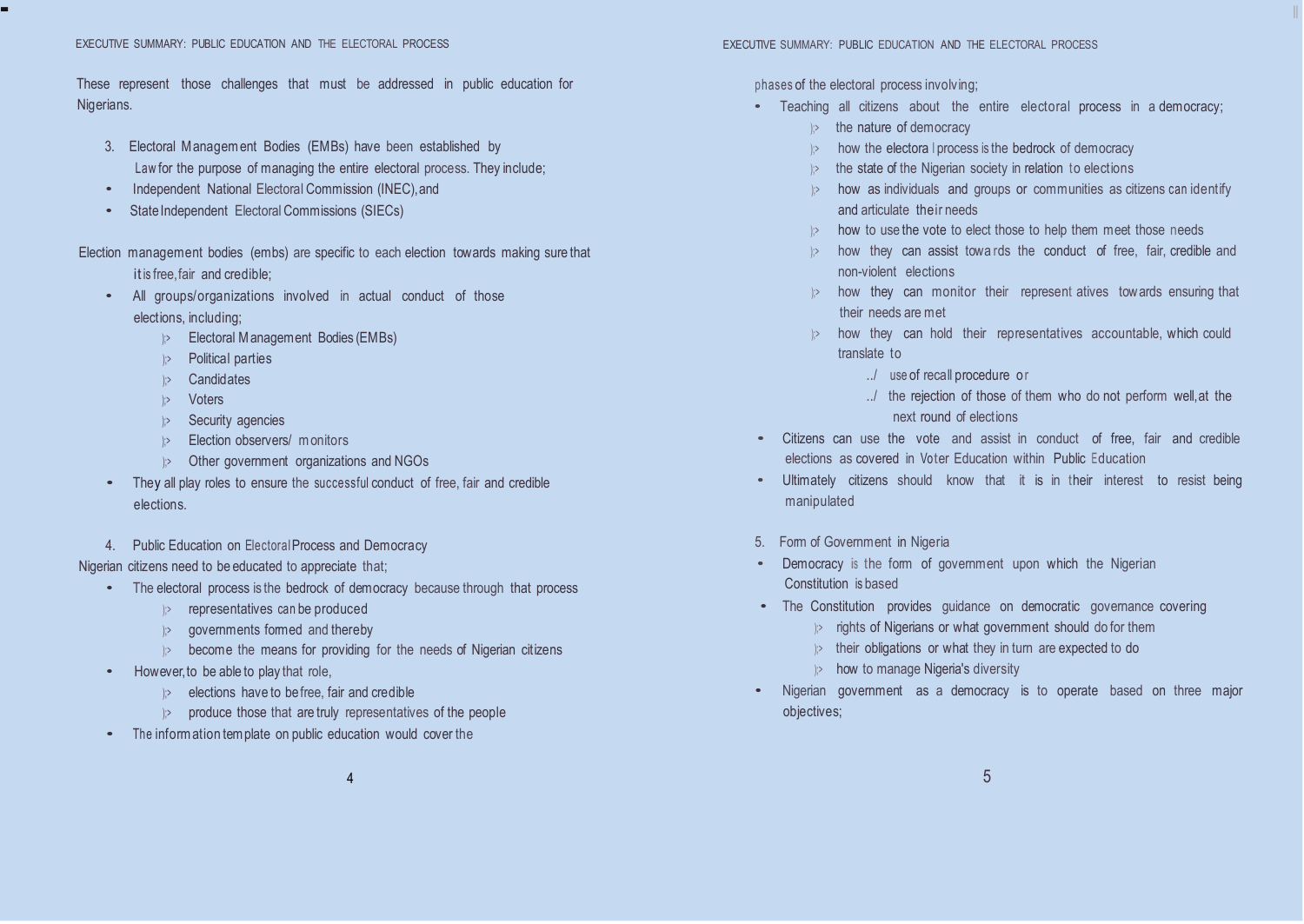These represent those challenges that must be addressed in public education for Nigerians.

3. Electoral Management Bodies (EMBs) have been established by Law for the purpose of managing the entire electoral process. They include;

- Independent National Electoral Commission (INEC), and
- State Independent Electoral Commissions (SIECs)

Election management bodies (embs) are specific to each election towards making sure that it is free, fair and credible;

- All groups/organizations involved in actual conduct of those elections, including;
  - Electoral Management Bodies (EMBs)
  - Political parties
  - Candidates
  - Voters
  - Security agencies
  - Election observers/ monitors
  - Other government organizations and NGOs
- They all play roles to ensure the successful conduct of free, fair and credible elections.

4. Public Education on Electoral Process and Democracy

Nigerian citizens need to be educated to appreciate that;

- The electoral process is the bedrock of democracy because through that process
  - representatives can be produced
  - governments formed and thereby
  - become the means for providing for the needs of Nigerian citizens
- However, to be able to play that role,
  - elections have to be free, fair and credible
  - produce those that are truly representatives of the people
- The information template on public education would cover the phases of the electoral process involving;
- Teaching all citizens about the entire electoral process in a democracy;
  - the nature of democracy
  - how the electoral process is the bedrock of democracy
  - the state of the Nigerian society in relation to elections
  - how as individuals and groups or communities as citizens can identify and articulate their needs
  - how to use the vote to elect those to help them meet those needs
  - how they can assist towards the conduct of free, fair, credible and non-violent elections
  - how they can monitor their representatives towards ensuring that their needs are met
  - how they can hold their representatives accountable, which could translate to
    - use of recall procedure or
    - the rejection of those of them who do not perform well, at the next round of elections
- Citizens can use the vote and assist in conduct of free, fair and credible elections as covered in Voter Education within Public Education
- Ultimately citizens should know that it is in their interest to resist being manipulated

5. Form of Government in Nigeria

- Democracy is the form of government upon which the Nigerian Constitution is based
- The Constitution provides guidance on democratic governance covering
  - rights of Nigerians or what government should do for them
  - their obligations or what they in turn are expected to do
  - how to manage Nigeria's diversity
- Nigerian government as a democracy is to operate based on three major objectives;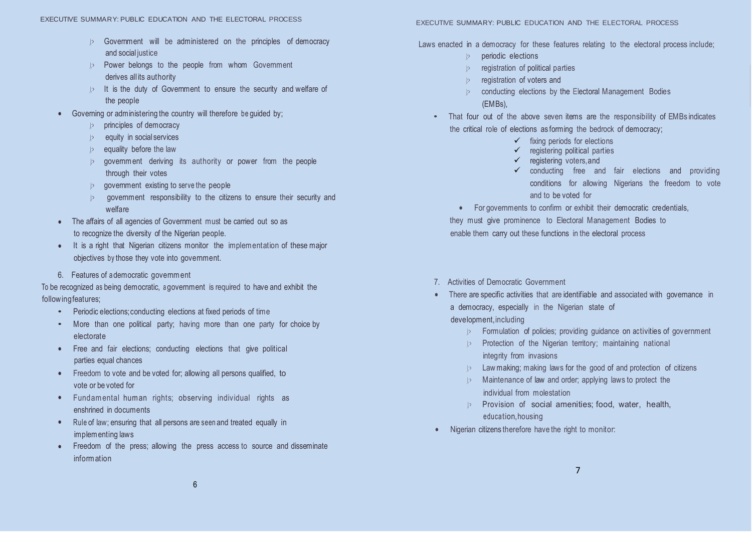- Government will be administered on the principles of democracy and social justice
- Power belongs to the people from whom Government derives all its authority
- It is the duty of Government to ensure the security and welfare of the people

- Governing or administering the country will therefore be guided by;
  - principles of democracy
  - equity in social services
  - equality before the law
  - government deriving its authority or power from the people through their votes
  - government existing to serve the people
  - government responsibility to the citizens to ensure their security and welfare
- The affairs of all agencies of Government must be carried out so as to recognize the diversity of the Nigerian people.
- It is a right that Nigerian citizens monitor the implementation of these major objectives by those they vote into government.

6. Features of a democratic government

To be recognized as being democratic, a government is required to have and exhibit the following features;

- Periodic elections; conducting elections at fixed periods of time
- More than one political party; having more than one party for choice by electorate
- Free and fair elections; conducting elections that give political parties equal chances
- Freedom to vote and be voted for; allowing all persons qualified, to vote or be voted for
- Fundamental human rights; observing individual rights as enshrined in documents
- Rule of law; ensuring that all persons are seen and treated equally in implementing laws
- Freedom of the press; allowing the press access to source and disseminate information

Laws enacted in a democracy for these features relating to the electoral process include;

- periodic elections
- registration of political parties
- registration of voters and
- conducting elections by the Electoral Management Bodies (EMBs),

- That four out of the above seven items are the responsibility of EMBs indicates the critical role of elections as forming the bedrock of democracy;
  - ✓ fixing periods for elections
  - ✓ registering political parties
  - ✓ registering voters, and
  - ✓ conducting free and fair elections and providing conditions for allowing Nigerians the freedom to vote and to be voted for
- For governments to confirm or exhibit their democratic credentials, they must give prominence to Electoral Management Bodies to enable them carry out these functions in the electoral process

7. Activities of Democratic Government

- There are specific activities that are identifiable and associated with governance in a democracy, especially in the Nigerian state of development, including
  - Formulation of policies; providing guidance on activities of government
  - Protection of the Nigerian territory; maintaining national integrity from invasions
  - Law making; making laws for the good of and protection of citizens
  - Maintenance of law and order; applying laws to protect the individual from molestation
  - Provision of social amenities; food, water, health, education, housing
- Nigerian citizens therefore have the right to monitor: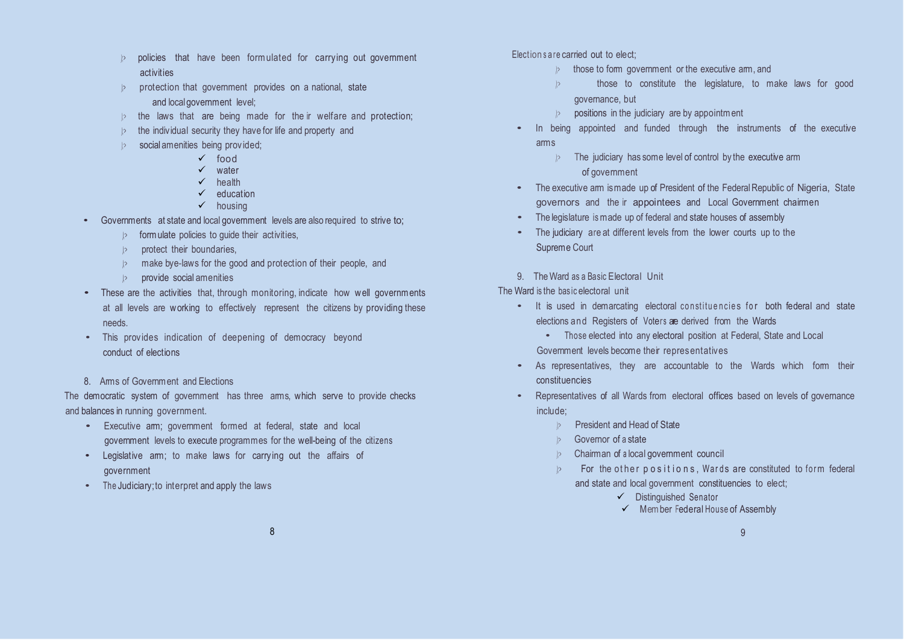- policies that have been formulated for carrying out government activities
- protection that government provides on a national, state and local government level;
- the laws that are being made for their welfare and protection;
- the individual security they have for life and property and
- social amenities being provided;
  - ✓ food
  - ✓ water
  - ✓ health
  - ✓ education
  - ✓ housing

- Governments at state and local government levels are also required to strive to;
  - formulate policies to guide their activities,
  - protect their boundaries,
  - make bye-laws for the good and protection of their people, and
  - provide social amenities
- These are the activities that, through monitoring, indicate how well governments at all levels are working to effectively represent the citizens by providing these needs.
- This provides indication of deepening of democracy beyond conduct of elections

8. Arms of Government and Elections

The democratic system of government has three arms, which serve to provide checks and balances in running government.

- Executive arm; government formed at federal, state and local government levels to execute programmes for the well-being of the citizens
- Legislative arm; to make laws for carrying out the affairs of government
- The Judiciary; to interpret and apply the laws

Elections are carried out to elect;

- those to form government or the executive arm, and
- those to constitute the legislature, to make laws for good governance, but
- positions in the judiciary are by appointment

- In being appointed and funded through the instruments of the executive arms
  - The judiciary has some level of control by the executive arm of government
- The executive arm is made up of President of the Federal Republic of Nigeria, State governors and their appointees and Local Government chairmen
- The legislature is made up of federal and state houses of assembly
- The judiciary are at different levels from the lower courts up to the Supreme Court

9. The Ward as a Basic Electoral Unit

The Ward is the basic electoral unit

- It is used in demarcating electoral constituencies for both federal and state elections and Registers of Voters are derived from the Wards
  - Those elected into any electoral position at Federal, State and Local Government levels become their representatives
- As representatives, they are accountable to the Wards which form their constituencies
- Representatives of all Wards from electoral offices based on levels of governance include;
  - President and Head of State
  - Governor of a state
  - Chairman of a local government council
  - For the other positions, Wards are constituted to form federal and state and local government constituencies to elect;
    - ✓ Distinguished Senator
    - ✓ Member Federal House of Assembly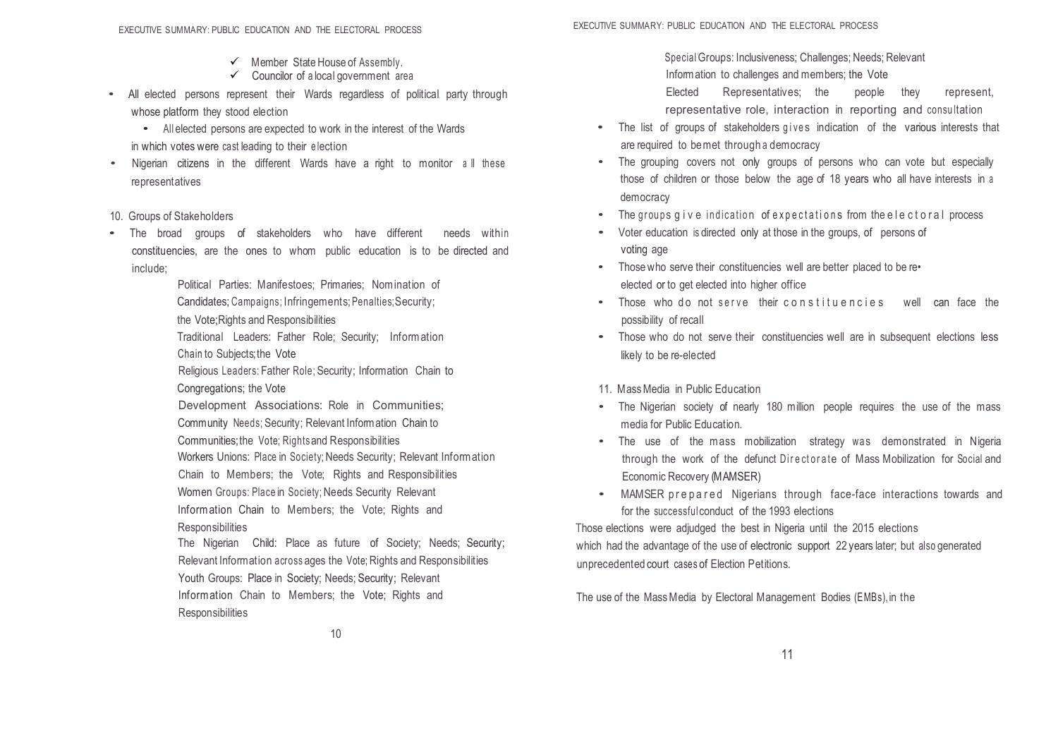- ✓ Member State House of Assembly.
- ✓ Councilor of a local government area

- All elected persons represent their Wards regardless of political party through whose platform they stood election
  - All elected persons are expected to work in the interest of the Wards in which votes were cast leading to their election
- Nigerian citizens in the different Wards have a right to monitor all these representatives

10. Groups of Stakeholders

- The broad groups of stakeholders who have different needs within constituencies, are the ones to whom public education is to be directed and include;

  Political Parties: Manifestoes; Primaries; Nomination of Candidates; Campaigns; Infringements; Penalties; Security; the Vote; Rights and Responsibilities

  Traditional Leaders: Father Role; Security; Information Chain to Subjects; the Vote

  Religious Leaders: Father Role; Security; Information Chain to Congregations; the Vote

  Development Associations: Role in Communities; Community Needs; Security; Relevant Information Chain to Communities; the Vote; Rights and Responsibilities

  Workers Unions: Place in Society; Needs Security; Relevant Information Chain to Members; the Vote; Rights and Responsibilities

  Women Groups: Place in Society; Needs Security Relevant Information Chain to Members; the Vote; Rights and Responsibilities

  The Nigerian Child: Place as future of Society; Needs; Security; Relevant Information across ages the Vote; Rights and Responsibilities

  Youth Groups: Place in Society; Needs; Security; Relevant Information Chain to Members; the Vote; Rights and Responsibilities

  Special Groups: Inclusiveness; Challenges; Needs; Relevant Information to challenges and members; the Vote

  Elected Representatives; the people they represent, representative role, interaction in reporting and consultation

- The list of groups of stakeholders gives indication of the various interests that are required to be met through a democracy
- The grouping covers not only groups of persons who can vote but especially those of children or those below the age of 18 years who all have interests in a democracy
- The groups give indication of expectations from the electoral process
- Voter education is directed only at those in the groups, of persons of voting age
- Those who serve their constituencies well are better placed to be re-elected or to get elected into higher office
- Those who do not serve their constituencies well can face the possibility of recall
- Those who do not serve their constituencies well are in subsequent elections less likely to be re-elected

11. Mass Media in Public Education

- The Nigerian society of nearly 180 million people requires the use of the mass media for Public Education.
- The use of the mass mobilization strategy was demonstrated in Nigeria through the work of the defunct Directorate of Mass Mobilization for Social and Economic Recovery (MAMSER)
- MAMSER prepared Nigerians through face-face interactions towards and for the successful conduct of the 1993 elections

Those elections were adjudged the best in Nigeria until the 2015 elections which had the advantage of the use of electronic support 22 years later; but also generated unprecedented court cases of Election Petitions.

The use of the Mass Media by Electoral Management Bodies (EMBs), in the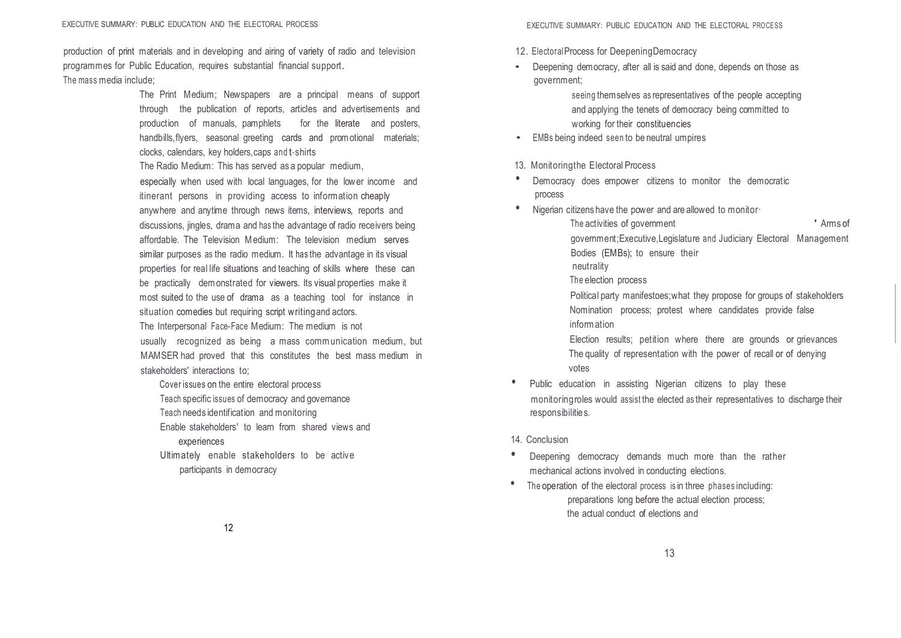production of print materials and in developing and airing of variety of radio and television programmes for Public Education, requires substantial financial support.

The mass media include;

The Print Medium; Newspapers are a principal means of support through the publication of reports, articles and advertisements and production of manuals, pamphlets for the literate and posters, handbills, flyers, seasonal greeting cards and promotional materials; clocks, calendars, key holders, caps and t-shirts

The Radio Medium: This has served as a popular medium, especially when used with local languages, for the lower income and itinerant persons in providing access to information cheaply anywhere and anytime through news items, interviews, reports and discussions, jingles, drama and has the advantage of radio receivers being affordable. The Television Medium: The television medium serves similar purposes as the radio medium. It has the advantage in its visual properties for real life situations and teaching of skills where these can be practically demonstrated for viewers. Its visual properties make it most suited to the use of drama as a teaching tool for instance in situation comedies but requiring script writing and actors.

The Interpersonal Face-Face Medium: The medium is not usually recognized as being a mass communication medium, but MAMSER had proved that this constitutes the best mass medium in stakeholders' interactions to;

- Cover issues on the entire electoral process
- Teach specific issues of democracy and governance
- Teach needs identification and monitoring
- Enable stakeholders' to learn from shared views and experiences
- Ultimately enable stakeholders to be active participants in democracy

12. Electoral Process for Deepening Democracy

- Deepening democracy, after all is said and done, depends on those as government;
  - seeing themselves as representatives of the people accepting and applying the tenets of democracy being committed to working for their constituencies
- EMBs being indeed seen to be neutral umpires

13. Monitoring the Electoral Process

- Democracy does empower citizens to monitor the democratic process
- Nigerian citizens have the power and are allowed to monitor·
  - The activities of government ' Arms of government; Executive, Legislature and Judiciary Electoral Management Bodies (EMBs); to ensure their neutrality
  - The election process
  - Political party manifestoes; what they propose for groups of stakeholders
  - Nomination process; protest where candidates provide false information
  - Election results; petition where there are grounds or grievances
  - The quality of representation with the power of recall or of denying votes
- Public education in assisting Nigerian citizens to play these monitoring roles would assist the elected as their representatives to discharge their responsibilities.

14. Conclusion

- Deepening democracy demands much more than the rather mechanical actions involved in conducting elections.
- The operation of the electoral process is in three phases including:
  - preparations long before the actual election process;
  - the actual conduct of elections and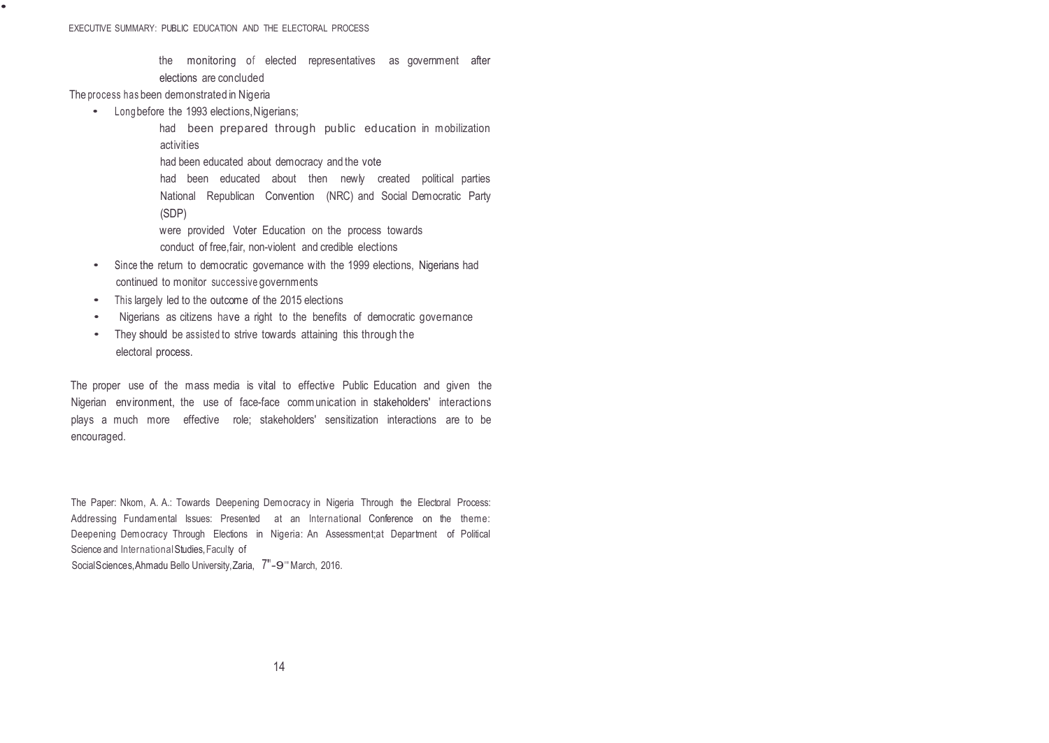the monitoring of elected representatives as government after elections are concluded

The process has been demonstrated in Nigeria

- Long before the 1993 elections, Nigerians;
  - had been prepared through public education in mobilization activities
  - had been educated about democracy and the vote
  - had been educated about then newly created political parties National Republican Convention (NRC) and Social Democratic Party (SDP)
  - were provided Voter Education on the process towards conduct of free, fair, non-violent and credible elections
- Since the return to democratic governance with the 1999 elections, Nigerians had continued to monitor successive governments
- This largely led to the outcome of the 2015 elections
- Nigerians as citizens have a right to the benefits of democratic governance
- They should be assisted to strive towards attaining this through the electoral process.

The proper use of the mass media is vital to effective Public Education and given the Nigerian environment, the use of face-face communication in stakeholders' interactions plays a much more effective role; stakeholders' sensitization interactions are to be encouraged.

The Paper: Nkom, A. A.: Towards Deepening Democracy in Nigeria Through the Electoral Process: Addressing Fundamental Issues: Presented at an International Conference on the theme: Deepening Democracy Through Elections in Nigeria: An Assessment; at Department of Political Science and International Studies, Faculty of Social Sciences, Ahmadu Bello University, Zaria, 7th-9th March, 2016.